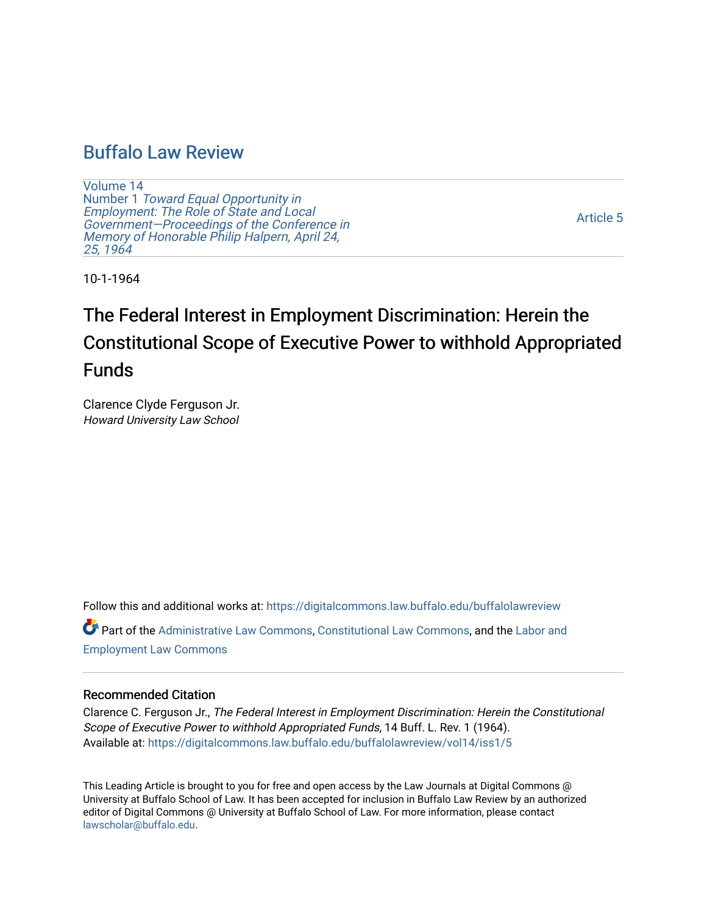# Buffalo Law Review

Volume 14
Number 1 *Toward Equal Opportunity in Employment: The Role of State and Local Government—Proceedings of the Conference in Memory of Honorable Philip Halpern, April 24, 25, 1964*

Article 5

10-1-1964

## The Federal Interest in Employment Discrimination: Herein the Constitutional Scope of Executive Power to withhold Appropriated Funds

Clarence Clyde Ferguson Jr.
*Howard University Law School*

Follow this and additional works at: https://digitalcommons.law.buffalo.edu/buffalolawreview

Part of the Administrative Law Commons, Constitutional Law Commons, and the Labor and Employment Law Commons

### Recommended Citation

Clarence C. Ferguson Jr., *The Federal Interest in Employment Discrimination: Herein the Constitutional Scope of Executive Power to withhold Appropriated Funds*, 14 Buff. L. Rev. 1 (1964).
Available at: https://digitalcommons.law.buffalo.edu/buffalolawreview/vol14/iss1/5

This Leading Article is brought to you for free and open access by the Law Journals at Digital Commons @ University at Buffalo School of Law. It has been accepted for inclusion in Buffalo Law Review by an authorized editor of Digital Commons @ University at Buffalo School of Law. For more information, please contact lawscholar@buffalo.edu.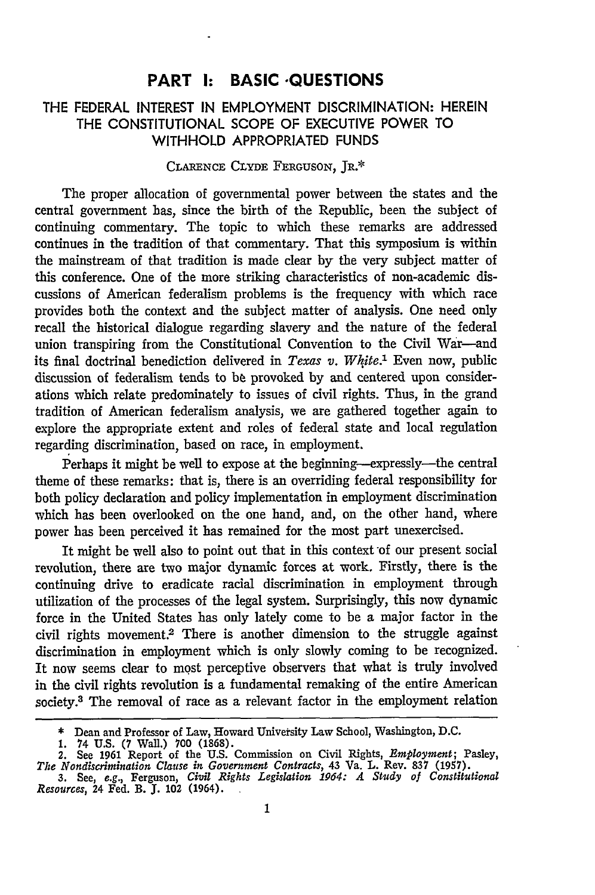# PART I: BASIC QUESTIONS

## THE FEDERAL INTEREST IN EMPLOYMENT DISCRIMINATION: HEREIN THE CONSTITUTIONAL SCOPE OF EXECUTIVE POWER TO WITHHOLD APPROPRIATED FUNDS

CLARENCE CLYDE FERGUSON, JR.*

The proper allocation of governmental power between the states and the central government has, since the birth of the Republic, been the subject of continuing commentary. The topic to which these remarks are addressed continues in the tradition of that commentary. That this symposium is within the mainstream of that tradition is made clear by the very subject matter of this conference. One of the more striking characteristics of non-academic discussions of American federalism problems is the frequency with which race provides both the context and the subject matter of analysis. One need only recall the historical dialogue regarding slavery and the nature of the federal union transpiring from the Constitutional Convention to the Civil War—and its final doctrinal benediction delivered in *Texas v. White*.[1] Even now, public discussion of federalism tends to be provoked by and centered upon considerations which relate predominately to issues of civil rights. Thus, in the grand tradition of American federalism analysis, we are gathered together again to explore the appropriate extent and roles of federal state and local regulation regarding discrimination, based on race, in employment.

Perhaps it might be well to expose at the beginning—expressly—the central theme of these remarks: that is, there is an overriding federal responsibility for both policy declaration and policy implementation in employment discrimination which has been overlooked on the one hand, and, on the other hand, where power has been perceived it has remained for the most part unexercised.

It might be well also to point out that in this context of our present social revolution, there are two major dynamic forces at work. Firstly, there is the continuing drive to eradicate racial discrimination in employment through utilization of the processes of the legal system. Surprisingly, this now dynamic force in the United States has only lately come to be a major factor in the civil rights movement.[2] There is another dimension to the struggle against discrimination in employment which is only slowly coming to be recognized. It now seems clear to most perceptive observers that what is truly involved in the civil rights revolution is a fundamental remaking of the entire American society.[3] The removal of race as a relevant factor in the employment relation

---

\* Dean and Professor of Law, Howard University Law School, Washington, D.C.

1. 74 U.S. (7 Wall.) 700 (1868).
2. See 1961 Report of the U.S. Commission on Civil Rights, *Employment*; Pasley, *The Nondiscrimination Clause in Government Contracts*, 43 Va. L. Rev. 837 (1957).
3. See, e.g., Ferguson, *Civil Rights Legislation 1964: A Study of Constitutional Resources*, 24 Fed. B. J. 102 (1964).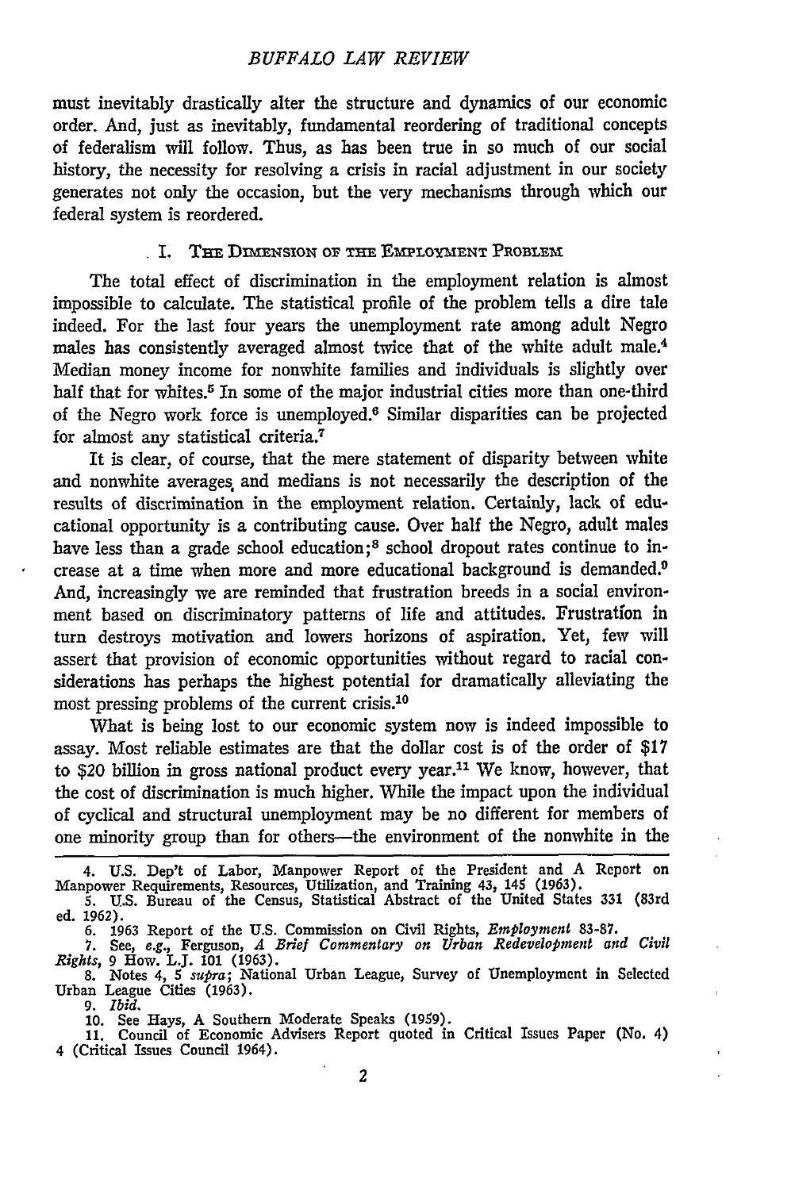must inevitably drastically alter the structure and dynamics of our economic order. And, just as inevitably, fundamental reordering of traditional concepts of federalism will follow. Thus, as has been true in so much of our social history, the necessity for resolving a crisis in racial adjustment in our society generates not only the occasion, but the very mechanisms through which our federal system is reordered.

## I. The Dimension of the Employment Problem

The total effect of discrimination in the employment relation is almost impossible to calculate. The statistical profile of the problem tells a dire tale indeed. For the last four years the unemployment rate among adult Negro males has consistently averaged almost twice that of the white adult male.[4] Median money income for nonwhite families and individuals is slightly over half that for whites.[5] In some of the major industrial cities more than one-third of the Negro work force is unemployed.[6] Similar disparities can be projected for almost any statistical criteria.[7]

It is clear, of course, that the mere statement of disparity between white and nonwhite averages and medians is not necessarily the description of the results of discrimination in the employment relation. Certainly, lack of educational opportunity is a contributing cause. Over half the Negro, adult males have less than a grade school education;[8] school dropout rates continue to increase at a time when more and more educational background is demanded.[9] And, increasingly we are reminded that frustration breeds in a social environment based on discriminatory patterns of life and attitudes. Frustration in turn destroys motivation and lowers horizons of aspiration. Yet, few will assert that provision of economic opportunities without regard to racial considerations has perhaps the highest potential for dramatically alleviating the most pressing problems of the current crisis.[10]

What is being lost to our economic system now is indeed impossible to assay. Most reliable estimates are that the dollar cost is of the order of $17 to $20 billion in gross national product every year.[11] We know, however, that the cost of discrimination is much higher. While the impact upon the individual of cyclical and structural unemployment may be no different for members of one minority group than for others—the environment of the nonwhite in the

---

4. U.S. Dep't of Labor, Manpower Report of the President and A Report on Manpower Requirements, Resources, Utilization, and Training 43, 145 (1963).
5. U.S. Bureau of the Census, Statistical Abstract of the United States 331 (83rd ed. 1962).
6. 1963 Report of the U.S. Commission on Civil Rights, *Employment* 83-87.
7. See, *e.g.*, Ferguson, *A Brief Commentary on Urban Redevelopment and Civil Rights*, 9 How. L.J. 101 (1963).
8. Notes 4, 5 *supra*; National Urban League, Survey of Unemployment in Selected Urban League Cities (1963).
9. *Ibid.*
10. See Hays, A Southern Moderate Speaks (1959).
11. Council of Economic Advisers Report quoted in Critical Issues Paper (No. 4) 4 (Critical Issues Council 1964).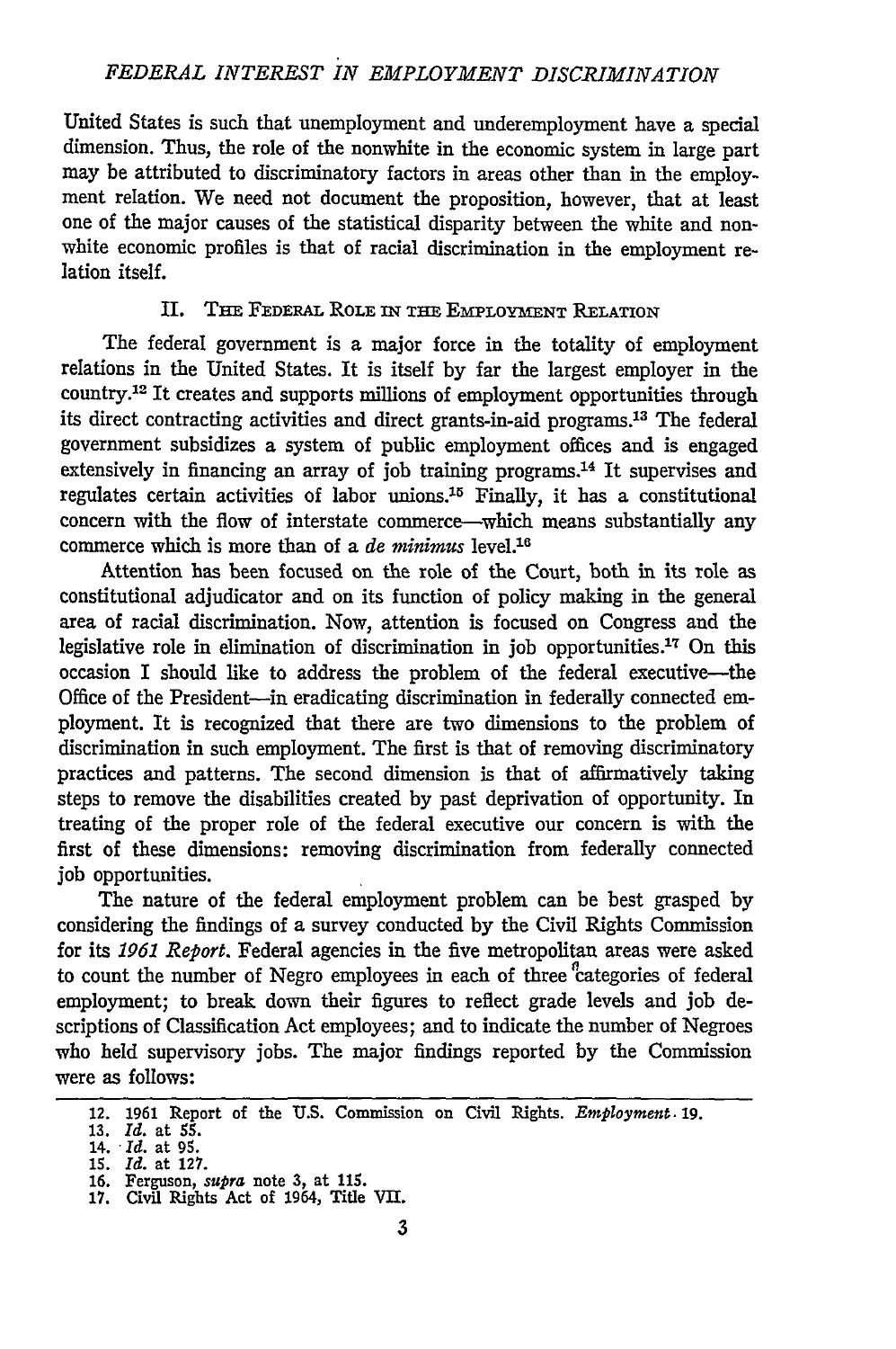United States is such that unemployment and underemployment have a special dimension. Thus, the role of the nonwhite in the economic system in large part may be attributed to discriminatory factors in areas other than in the employment relation. We need not document the proposition, however, that at least one of the major causes of the statistical disparity between the white and nonwhite economic profiles is that of racial discrimination in the employment relation itself.

## II. The Federal Role in the Employment Relation

The federal government is a major force in the totality of employment relations in the United States. It is itself by far the largest employer in the country.[12] It creates and supports millions of employment opportunities through its direct contracting activities and direct grants-in-aid programs.[13] The federal government subsidizes a system of public employment offices and is engaged extensively in financing an array of job training programs.[14] It supervises and regulates certain activities of labor unions.[15] Finally, it has a constitutional concern with the flow of interstate commerce—which means substantially any commerce which is more than of a *de minimus* level.[16]

Attention has been focused on the role of the Court, both in its role as constitutional adjudicator and on its function of policy making in the general area of racial discrimination. Now, attention is focused on Congress and the legislative role in elimination of discrimination in job opportunities.[17] On this occasion I should like to address the problem of the federal executive—the Office of the President—in eradicating discrimination in federally connected employment. It is recognized that there are two dimensions to the problem of discrimination in such employment. The first is that of removing discriminatory practices and patterns. The second dimension is that of affirmatively taking steps to remove the disabilities created by past deprivation of opportunity. In treating of the proper role of the federal executive our concern is with the first of these dimensions: removing discrimination from federally connected job opportunities.

The nature of the federal employment problem can be best grasped by considering the findings of a survey conducted by the Civil Rights Commission for its *1961 Report*. Federal agencies in the five metropolitan areas were asked to count the number of Negro employees in each of three categories of federal employment; to break down their figures to reflect grade levels and job descriptions of Classification Act employees; and to indicate the number of Negroes who held supervisory jobs. The major findings reported by the Commission were as follows:

---

12. 1961 Report of the U.S. Commission on Civil Rights. *Employment*. 19.
13. *Id.* at 55.
14. *Id.* at 95.
15. *Id.* at 127.
16. Ferguson, *supra* note 3, at 115.
17. Civil Rights Act of 1964, Title VII.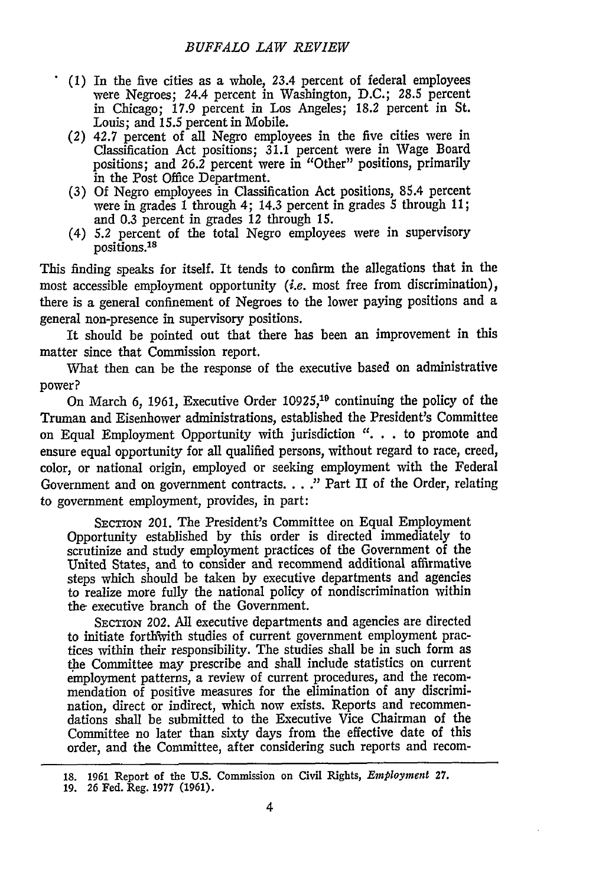(1) In the five cities as a whole, 23.4 percent of federal employees were Negroes; 24.4 percent in Washington, D.C.; 28.5 percent in Chicago; 17.9 percent in Los Angeles; 18.2 percent in St. Louis; and 15.5 percent in Mobile.
(2) 42.7 percent of all Negro employees in the five cities were in Classification Act positions; 31.1 percent were in Wage Board positions; and 26.2 percent were in "Other" positions, primarily in the Post Office Department.
(3) Of Negro employees in Classification Act positions, 85.4 percent were in grades 1 through 4; 14.3 percent in grades 5 through 11; and 0.3 percent in grades 12 through 15.
(4) 5.2 percent of the total Negro employees were in supervisory positions.[18]

This finding speaks for itself. It tends to confirm the allegations that in the most accessible employment opportunity (*i.e.* most free from discrimination), there is a general confinement of Negroes to the lower paying positions and a general non-presence in supervisory positions.

It should be pointed out that there has been an improvement in this matter since that Commission report.

What then can be the response of the executive based on administrative power?

On March 6, 1961, Executive Order 10925,[19] continuing the policy of the Truman and Eisenhower administrations, established the President's Committee on Equal Employment Opportunity with jurisdiction ". . . to promote and ensure equal opportunity for all qualified persons, without regard to race, creed, color, or national origin, employed or seeking employment with the Federal Government and on government contracts. . . ." Part II of the Order, relating to government employment, provides, in part:

> SECTION 201. The President's Committee on Equal Employment Opportunity established by this order is directed immediately to scrutinize and study employment practices of the Government of the United States, and to consider and recommend additional affirmative steps which should be taken by executive departments and agencies to realize more fully the national policy of nondiscrimination within the executive branch of the Government.
>
> SECTION 202. All executive departments and agencies are directed to initiate forthwith studies of current government employment practices within their responsibility. The studies shall be in such form as the Committee may prescribe and shall include statistics on current employment patterns, a review of current procedures, and the recommendation of positive measures for the elimination of any discrimination, direct or indirect, which now exists. Reports and recommendations shall be submitted to the Executive Vice Chairman of the Committee no later than sixty days from the effective date of this order, and the Committee, after considering such reports and recom-

---

18. 1961 Report of the U.S. Commission on Civil Rights, *Employment* 27.
19. 26 Fed. Reg. 1977 (1961).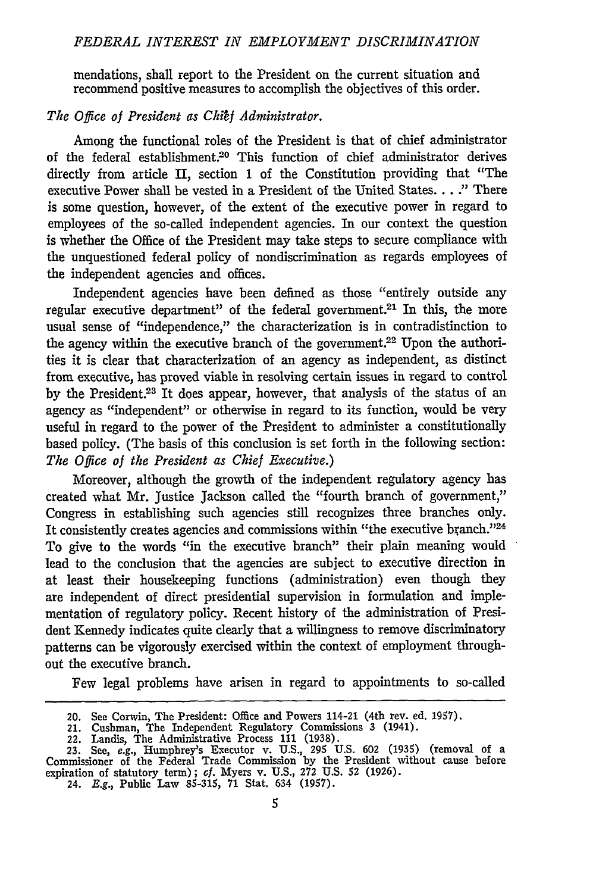mendations, shall report to the President on the current situation and recommend positive measures to accomplish the objectives of this order.

*The Office of President as Chief Administrator.*

Among the functional roles of the President is that of chief administrator of the federal establishment.[20] This function of chief administrator derives directly from article II, section 1 of the Constitution providing that "The executive Power shall be vested in a President of the United States. . . ." There is some question, however, of the extent of the executive power in regard to employees of the so-called independent agencies. In our context the question is whether the Office of the President may take steps to secure compliance with the unquestioned federal policy of nondiscrimination as regards employees of the independent agencies and offices.

Independent agencies have been defined as those "entirely outside any regular executive department" of the federal government.[21] In this, the more usual sense of "independence," the characterization is in contradistinction to the agency within the executive branch of the government.[22] Upon the authorities it is clear that characterization of an agency as independent, as distinct from executive, has proved viable in resolving certain issues in regard to control by the President.[23] It does appear, however, that analysis of the status of an agency as "independent" or otherwise in regard to its function, would be very useful in regard to the power of the President to administer a constitutionally based policy. (The basis of this conclusion is set forth in the following section: *The Office of the President as Chief Executive.*)

Moreover, although the growth of the independent regulatory agency has created what Mr. Justice Jackson called the "fourth branch of government," Congress in establishing such agencies still recognizes three branches only. It consistently creates agencies and commissions within "the executive branch."[24] To give to the words "in the executive branch" their plain meaning would lead to the conclusion that the agencies are subject to executive direction in at least their housekeeping functions (administration) even though they are independent of direct presidential supervision in formulation and implementation of regulatory policy. Recent history of the administration of President Kennedy indicates quite clearly that a willingness to remove discriminatory patterns can be vigorously exercised within the context of employment throughout the executive branch.

Few legal problems have arisen in regard to appointments to so-called

---

20. See Corwin, The President: Office and Powers 114-21 (4th rev. ed. 1957).
21. Cushman, The Independent Regulatory Commissions 3 (1941).
22. Landis, The Administrative Process 111 (1938).
23. See, *e.g.*, Humphrey's Executor v. U.S., 295 U.S. 602 (1935) (removal of a Commissioner of the Federal Trade Commission by the President without cause before expiration of statutory term); *cf.* Myers v. U.S., 272 U.S. 52 (1926).
24. *E.g.*, Public Law 85-315, 71 Stat. 634 (1957).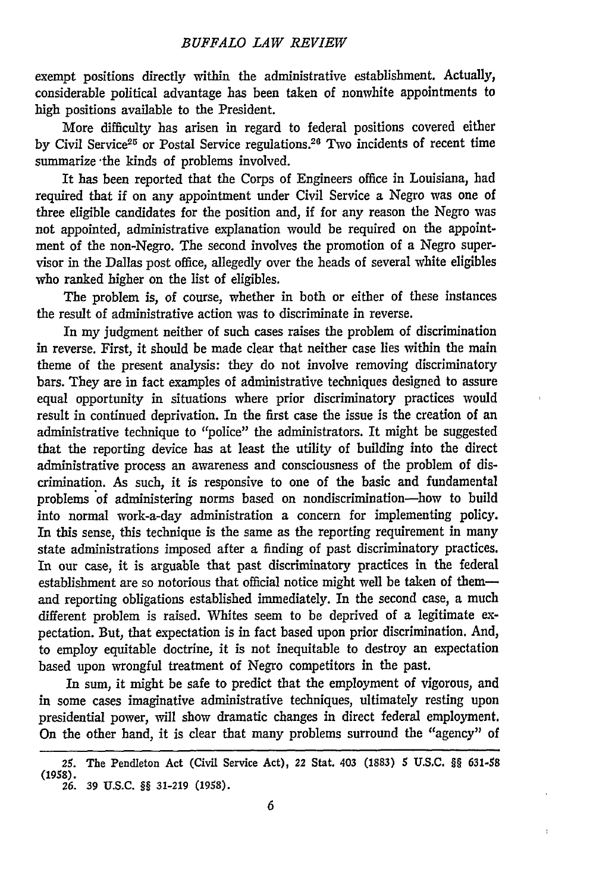exempt positions directly within the administrative establishment. Actually, considerable political advantage has been taken of nonwhite appointments to high positions available to the President.

More difficulty has arisen in regard to federal positions covered either by Civil Service[25] or Postal Service regulations.[26] Two incidents of recent time summarize the kinds of problems involved.

It has been reported that the Corps of Engineers office in Louisiana, had required that if on any appointment under Civil Service a Negro was one of three eligible candidates for the position and, if for any reason the Negro was not appointed, administrative explanation would be required on the appointment of the non-Negro. The second involves the promotion of a Negro supervisor in the Dallas post office, allegedly over the heads of several white eligibles who ranked higher on the list of eligibles.

The problem is, of course, whether in both or either of these instances the result of administrative action was to discriminate in reverse.

In my judgment neither of such cases raises the problem of discrimination in reverse. First, it should be made clear that neither case lies within the main theme of the present analysis: they do not involve removing discriminatory bars. They are in fact examples of administrative techniques designed to assure equal opportunity in situations where prior discriminatory practices would result in continued deprivation. In the first case the issue is the creation of an administrative technique to "police" the administrators. It might be suggested that the reporting device has at least the utility of building into the direct administrative process an awareness and consciousness of the problem of discrimination. As such, it is responsive to one of the basic and fundamental problems of administering norms based on nondiscrimination—how to build into normal work-a-day administration a concern for implementing policy. In this sense, this technique is the same as the reporting requirement in many state administrations imposed after a finding of past discriminatory practices. In our case, it is arguable that past discriminatory practices in the federal establishment are so notorious that official notice might well be taken of them—and reporting obligations established immediately. In the second case, a much different problem is raised. Whites seem to be deprived of a legitimate expectation. But, that expectation is in fact based upon prior discrimination. And, to employ equitable doctrine, it is not inequitable to destroy an expectation based upon wrongful treatment of Negro competitors in the past.

In sum, it might be safe to predict that the employment of vigorous, and in some cases imaginative administrative techniques, ultimately resting upon presidential power, will show dramatic changes in direct federal employment. On the other hand, it is clear that many problems surround the "agency" of

---

25. The Pendleton Act (Civil Service Act), 22 Stat. 403 (1883) 5 U.S.C. §§ 631-58 (1958).

26. 39 U.S.C. §§ 31-219 (1958).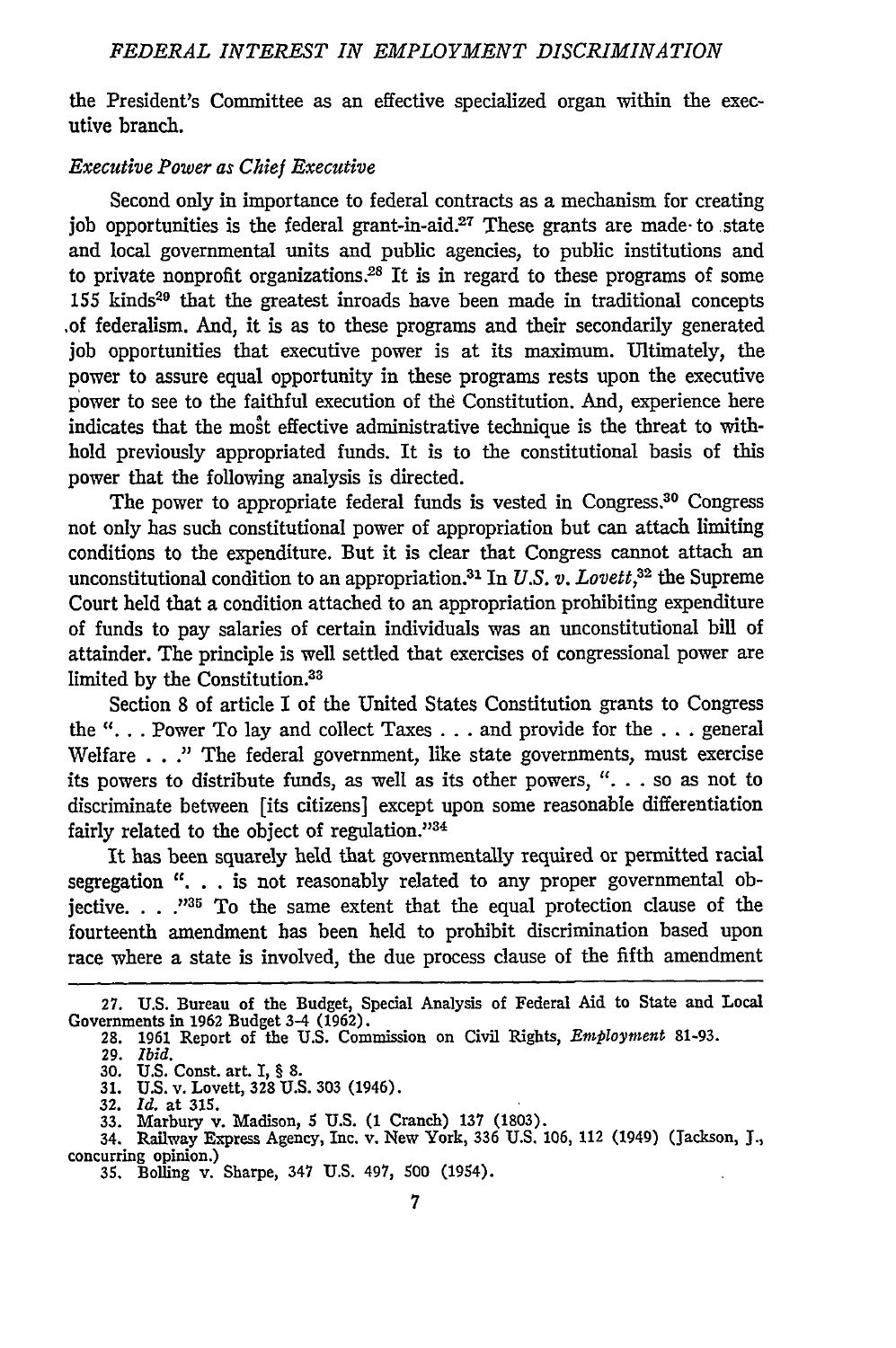the President's Committee as an effective specialized organ within the executive branch.

*Executive Power as Chief Executive*

Second only in importance to federal contracts as a mechanism for creating job opportunities is the federal grant-in-aid.[27] These grants are made to state and local governmental units and public agencies, to public institutions and to private nonprofit organizations.[28] It is in regard to these programs of some 155 kinds[29] that the greatest inroads have been made in traditional concepts of federalism. And, it is as to these programs and their secondarily generated job opportunities that executive power is at its maximum. Ultimately, the power to assure equal opportunity in these programs rests upon the executive power to see to the faithful execution of the Constitution. And, experience here indicates that the most effective administrative technique is the threat to withhold previously appropriated funds. It is to the constitutional basis of this power that the following analysis is directed.

The power to appropriate federal funds is vested in Congress.[30] Congress not only has such constitutional power of appropriation but can attach limiting conditions to the expenditure. But it is clear that Congress cannot attach an unconstitutional condition to an appropriation.[31] In *U.S. v. Lovett*,[32] the Supreme Court held that a condition attached to an appropriation prohibiting expenditure of funds to pay salaries of certain individuals was an unconstitutional bill of attainder. The principle is well settled that exercises of congressional power are limited by the Constitution.[33]

Section 8 of article I of the United States Constitution grants to Congress the ". . . Power To lay and collect Taxes . . . and provide for the . . . general Welfare . . ." The federal government, like state governments, must exercise its powers to distribute funds, as well as its other powers, ". . . so as not to discriminate between [its citizens] except upon some reasonable differentiation fairly related to the object of regulation."[34]

It has been squarely held that governmentally required or permitted racial segregation ". . . is not reasonably related to any proper governmental objective. . . ."[35] To the same extent that the equal protection clause of the fourteenth amendment has been held to prohibit discrimination based upon race where a state is involved, the due process clause of the fifth amendment

---

27. U.S. Bureau of the Budget, Special Analysis of Federal Aid to State and Local Governments in 1962 Budget 3-4 (1962).
28. 1961 Report of the U.S. Commission on Civil Rights, *Employment* 81-93.
29. *Ibid.*
30. U.S. Const. art. I, § 8.
31. U.S. v. Lovett, 328 U.S. 303 (1946).
32. *Id.* at 315.
33. Marbury v. Madison, 5 U.S. (1 Cranch) 137 (1803).
34. Railway Express Agency, Inc. v. New York, 336 U.S. 106, 112 (1949) (Jackson, J., concurring opinion.)
35. Bolling v. Sharpe, 347 U.S. 497, 500 (1954).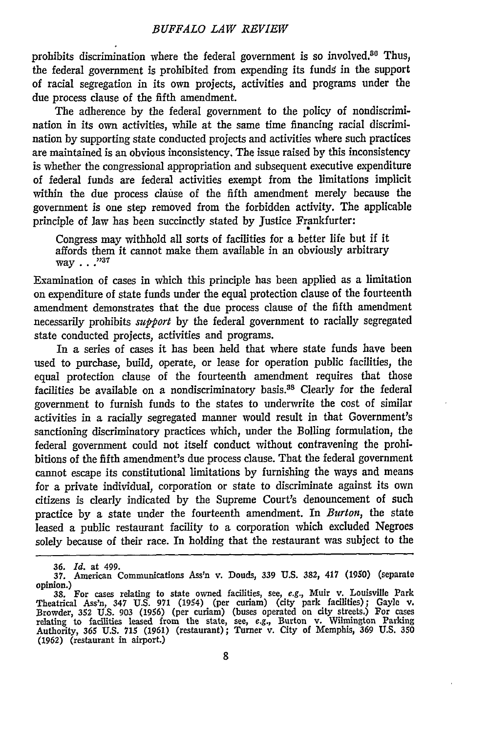prohibits discrimination where the federal government is so involved.[36] Thus, the federal government is prohibited from expending its funds in the support of racial segregation in its own projects, activities and programs under the due process clause of the fifth amendment.

The adherence by the federal government to the policy of nondiscrimination in its own activities, while at the same time financing racial discrimination by supporting state conducted projects and activities where such practices are maintained is an obvious inconsistency. The issue raised by this inconsistency is whether the congressional appropriation and subsequent executive expenditure of federal funds are federal activities exempt from the limitations implicit within the due process clause of the fifth amendment merely because the government is one step removed from the forbidden activity. The applicable principle of law has been succinctly stated by Justice Frankfurter:

> Congress may withhold all sorts of facilities for a better life but if it affords them it cannot make them available in an obviously arbitrary way . . ."[37]

Examination of cases in which this principle has been applied as a limitation on expenditure of state funds under the equal protection clause of the fourteenth amendment demonstrates that the due process clause of the fifth amendment necessarily prohibits *support* by the federal government to racially segregated state conducted projects, activities and programs.

In a series of cases it has been held that where state funds have been used to purchase, build, operate, or lease for operation public facilities, the equal protection clause of the fourteenth amendment requires that those facilities be available on a nondiscriminatory basis.[38] Clearly for the federal government to furnish funds to the states to underwrite the cost of similar activities in a racially segregated manner would result in that Government's sanctioning discriminatory practices which, under the Bolling formulation, the federal government could not itself conduct without contravening the prohibitions of the fifth amendment's due process clause. That the federal government cannot escape its constitutional limitations by furnishing the ways and means for a private individual, corporation or state to discriminate against its own citizens is clearly indicated by the Supreme Court's denouncement of such practice by a state under the fourteenth amendment. In *Burton*, the state leased a public restaurant facility to a corporation which excluded Negroes solely because of their race. In holding that the restaurant was subject to the

---

36. *Id.* at 499.

37. American Communications Ass'n v. Douds, 339 U.S. 382, 417 (1950) (separate opinion.)

38. For cases relating to state owned facilities, see, *e.g.*, Muir v. Louisville Park Theatrical Ass'n, 347 U.S. 971 (1954) (per curiam) (city park facilities); Gayle v. Browder, 352 U.S. 903 (1956) (per curiam) (buses operated on city streets.) For cases relating to facilities leased from the state, see, *e.g.*, Burton v. Wilmington Parking Authority, 365 U.S. 715 (1961) (restaurant); Turner v. City of Memphis, 369 U.S. 350 (1962) (restaurant in airport.)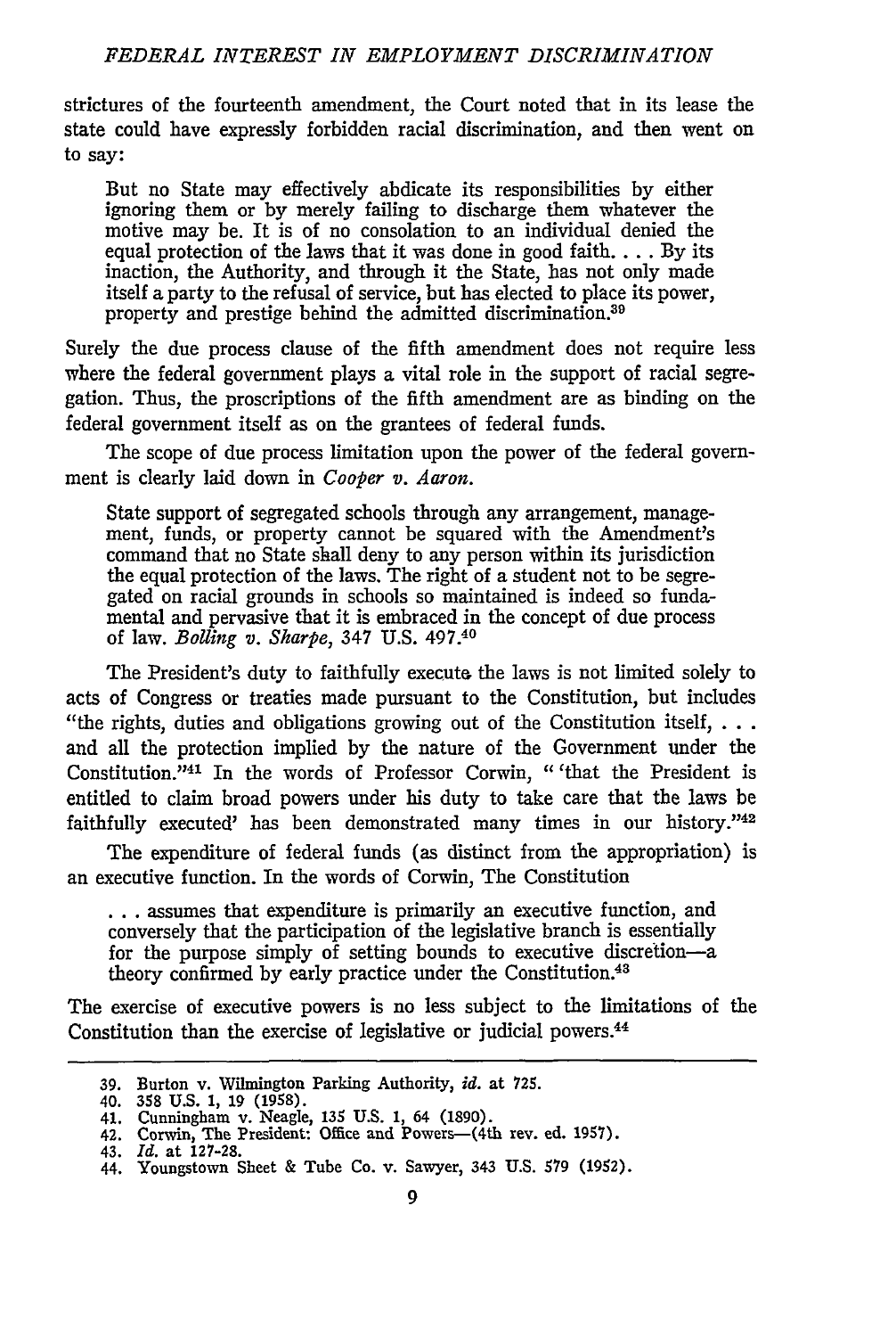strictures of the fourteenth amendment, the Court noted that in its lease the state could have expressly forbidden racial discrimination, and then went on to say:

> But no State may effectively abdicate its responsibilities by either ignoring them or by merely failing to discharge them whatever the motive may be. It is of no consolation to an individual denied the equal protection of the laws that it was done in good faith. . . . By its inaction, the Authority, and through it the State, has not only made itself a party to the refusal of service, but has elected to place its power, property and prestige behind the admitted discrimination.[39]

Surely the due process clause of the fifth amendment does not require less where the federal government plays a vital role in the support of racial segregation. Thus, the proscriptions of the fifth amendment are as binding on the federal government itself as on the grantees of federal funds.

The scope of due process limitation upon the power of the federal government is clearly laid down in *Cooper v. Aaron.*

> State support of segregated schools through any arrangement, management, funds, or property cannot be squared with the Amendment's command that no State shall deny to any person within its jurisdiction the equal protection of the laws. The right of a student not to be segregated on racial grounds in schools so maintained is indeed so fundamental and pervasive that it is embraced in the concept of due process of law. *Bolling v. Sharpe*, 347 U.S. 497.[40]

The President's duty to faithfully execute the laws is not limited solely to acts of Congress or treaties made pursuant to the Constitution, but includes "the rights, duties and obligations growing out of the Constitution itself, . . . and all the protection implied by the nature of the Government under the Constitution."[41] In the words of Professor Corwin, " 'that the President is entitled to claim broad powers under his duty to take care that the laws be faithfully executed' has been demonstrated many times in our history."[42]

The expenditure of federal funds (as distinct from the appropriation) is an executive function. In the words of Corwin, The Constitution

> . . . assumes that expenditure is primarily an executive function, and conversely that the participation of the legislative branch is essentially for the purpose simply of setting bounds to executive discretion—a theory confirmed by early practice under the Constitution.[43]

The exercise of executive powers is no less subject to the limitations of the Constitution than the exercise of legislative or judicial powers.[44]

---

39. Burton v. Wilmington Parking Authority, *id.* at 725.
40. 358 U.S. 1, 19 (1958).
41. Cunningham v. Neagle, 135 U.S. 1, 64 (1890).
42. Corwin, The President: Office and Powers—(4th rev. ed. 1957).
43. *Id.* at 127-28.
44. Youngstown Sheet & Tube Co. v. Sawyer, 343 U.S. 579 (1952).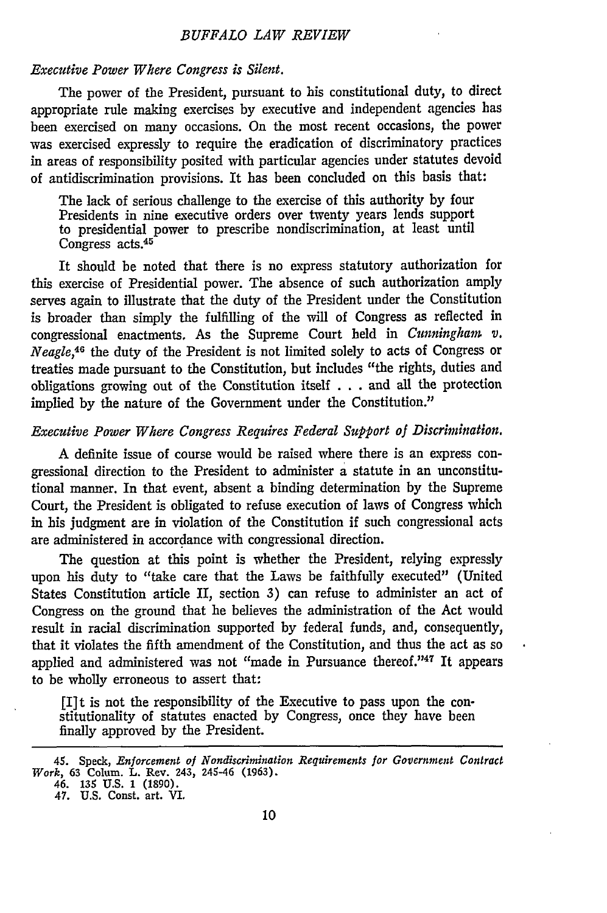*Executive Power Where Congress is Silent.*

The power of the President, pursuant to his constitutional duty, to direct appropriate rule making exercises by executive and independent agencies has been exercised on many occasions. On the most recent occasions, the power was exercised expressly to require the eradication of discriminatory practices in areas of responsibility posited with particular agencies under statutes devoid of antidiscrimination provisions. It has been concluded on this basis that:

> The lack of serious challenge to the exercise of this authority by four Presidents in nine executive orders over twenty years lends support to presidential power to prescribe nondiscrimination, at least until Congress acts.[45]

It should be noted that there is no express statutory authorization for this exercise of Presidential power. The absence of such authorization amply serves again to illustrate that the duty of the President under the Constitution is broader than simply the fulfilling of the will of Congress as reflected in congressional enactments. As the Supreme Court held in *Cunningham v. Neagle*,[46] the duty of the President is not limited solely to acts of Congress or treaties made pursuant to the Constitution, but includes "the rights, duties and obligations growing out of the Constitution itself . . . and all the protection implied by the nature of the Government under the Constitution."

*Executive Power Where Congress Requires Federal Support of Discrimination.*

A definite issue of course would be raised where there is an express congressional direction to the President to administer a statute in an unconstitutional manner. In that event, absent a binding determination by the Supreme Court, the President is obligated to refuse execution of laws of Congress which in his judgment are in violation of the Constitution if such congressional acts are administered in accordance with congressional direction.

The question at this point is whether the President, relying expressly upon his duty to "take care that the Laws be faithfully executed" (United States Constitution article II, section 3) can refuse to administer an act of Congress on the ground that he believes the administration of the Act would result in racial discrimination supported by federal funds, and, consequently, that it violates the fifth amendment of the Constitution, and thus the act as so applied and administered was not "made in Pursuance thereof."[47] It appears to be wholly erroneous to assert that:

> [I]t is not the responsibility of the Executive to pass upon the constitutionality of statutes enacted by Congress, once they have been finally approved by the President.

---

45. Speck, *Enforcement of Nondiscrimination Requirements for Government Contract Work*, 63 Colum. L. Rev. 243, 245-46 (1963).

46. 135 U.S. 1 (1890).

47. U.S. Const. art. VI.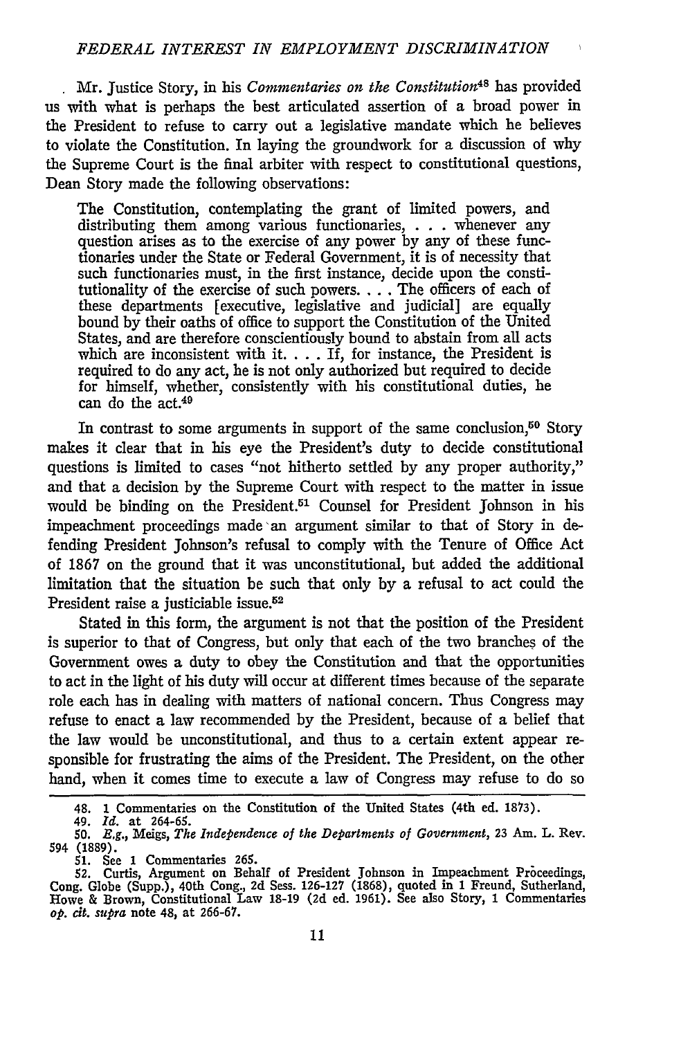Mr. Justice Story, in his *Commentaries on the Constitution*[48] has provided us with what is perhaps the best articulated assertion of a broad power in the President to refuse to carry out a legislative mandate which he believes to violate the Constitution. In laying the groundwork for a discussion of why the Supreme Court is the final arbiter with respect to constitutional questions, Dean Story made the following observations:

> The Constitution, contemplating the grant of limited powers, and distributing them among various functionaries, . . . whenever any question arises as to the exercise of any power by any of these functionaries under the State or Federal Government, it is of necessity that such functionaries must, in the first instance, decide upon the constitutionality of the exercise of such powers. . . . The officers of each of these departments [executive, legislative and judicial] are equally bound by their oaths of office to support the Constitution of the United States, and are therefore conscientiously bound to abstain from all acts which are inconsistent with it. . . . If, for instance, the President is required to do any act, he is not only authorized but required to decide for himself, whether, consistently with his constitutional duties, he can do the act.[49]

In contrast to some arguments in support of the same conclusion,[50] Story makes it clear that in his eye the President's duty to decide constitutional questions is limited to cases "not hitherto settled by any proper authority," and that a decision by the Supreme Court with respect to the matter in issue would be binding on the President.[51] Counsel for President Johnson in his impeachment proceedings made an argument similar to that of Story in defending President Johnson's refusal to comply with the Tenure of Office Act of 1867 on the ground that it was unconstitutional, but added the additional limitation that the situation be such that only by a refusal to act could the President raise a justiciable issue.[52]

Stated in this form, the argument is not that the position of the President is superior to that of Congress, but only that each of the two branches of the Government owes a duty to obey the Constitution and that the opportunities to act in the light of his duty will occur at different times because of the separate role each has in dealing with matters of national concern. Thus Congress may refuse to enact a law recommended by the President, because of a belief that the law would be unconstitutional, and thus to a certain extent appear responsible for frustrating the aims of the President. The President, on the other hand, when it comes time to execute a law of Congress may refuse to do so

---

48. 1 Commentaries on the Constitution of the United States (4th ed. 1873).

49. *Id.* at 264-65.

50. *E.g.*, Meigs, *The Independence of the Departments of Government*, 23 Am. L. Rev. 594 (1889).

51. See 1 Commentaries 265.

52. Curtis, Argument on Behalf of President Johnson in Impeachment Proceedings, Cong. Globe (Supp.), 40th Cong., 2d Sess. 126-127 (1868), quoted in 1 Freund, Sutherland, Howe & Brown, Constitutional Law 18-19 (2d ed. 1961). See also Story, 1 Commentaries *op. cit. supra* note 48, at 266-67.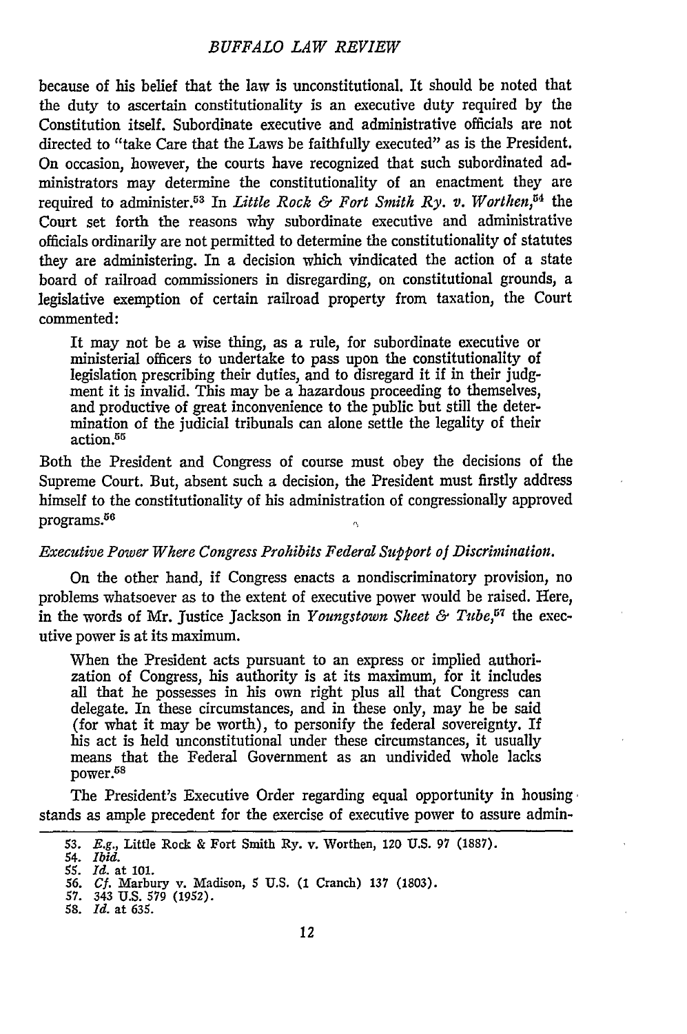because of his belief that the law is unconstitutional. It should be noted that the duty to ascertain constitutionality is an executive duty required by the Constitution itself. Subordinate executive and administrative officials are not directed to "take Care that the Laws be faithfully executed" as is the President. On occasion, however, the courts have recognized that such subordinated administrators may determine the constitutionality of an enactment they are required to administer.[53] In *Little Rock & Fort Smith Ry. v. Worthen*,[54] the Court set forth the reasons why subordinate executive and administrative officials ordinarily are not permitted to determine the constitutionality of statutes they are administering. In a decision which vindicated the action of a state board of railroad commissioners in disregarding, on constitutional grounds, a legislative exemption of certain railroad property from taxation, the Court commented:

> It may not be a wise thing, as a rule, for subordinate executive or ministerial officers to undertake to pass upon the constitutionality of legislation prescribing their duties, and to disregard it if in their judgment it is invalid. This may be a hazardous proceeding to themselves, and productive of great inconvenience to the public but still the determination of the judicial tribunals can alone settle the legality of their action.[55]

Both the President and Congress of course must obey the decisions of the Supreme Court. But, absent such a decision, the President must firstly address himself to the constitutionality of his administration of congressionally approved programs.[56]

*Executive Power Where Congress Prohibits Federal Support of Discrimination.*

On the other hand, if Congress enacts a nondiscriminatory provision, no problems whatsoever as to the extent of executive power would be raised. Here, in the words of Mr. Justice Jackson in *Youngstown Sheet & Tube*,[57] the executive power is at its maximum.

> When the President acts pursuant to an express or implied authorization of Congress, his authority is at its maximum, for it includes all that he possesses in his own right plus all that Congress can delegate. In these circumstances, and in these only, may he be said (for what it may be worth), to personify the federal sovereignty. If his act is held unconstitutional under these circumstances, it usually means that the Federal Government as an undivided whole lacks power.[58]

The President's Executive Order regarding equal opportunity in housing stands as ample precedent for the exercise of executive power to assure admin-

---

53. *E.g.*, Little Rock & Fort Smith Ry. v. Worthen, 120 U.S. 97 (1887).
54. *Ibid.*
55. *Id.* at 101.
56. *Cf.* Marbury v. Madison, 5 U.S. (1 Cranch) 137 (1803).
57. 343 U.S. 579 (1952).
58. *Id.* at 635.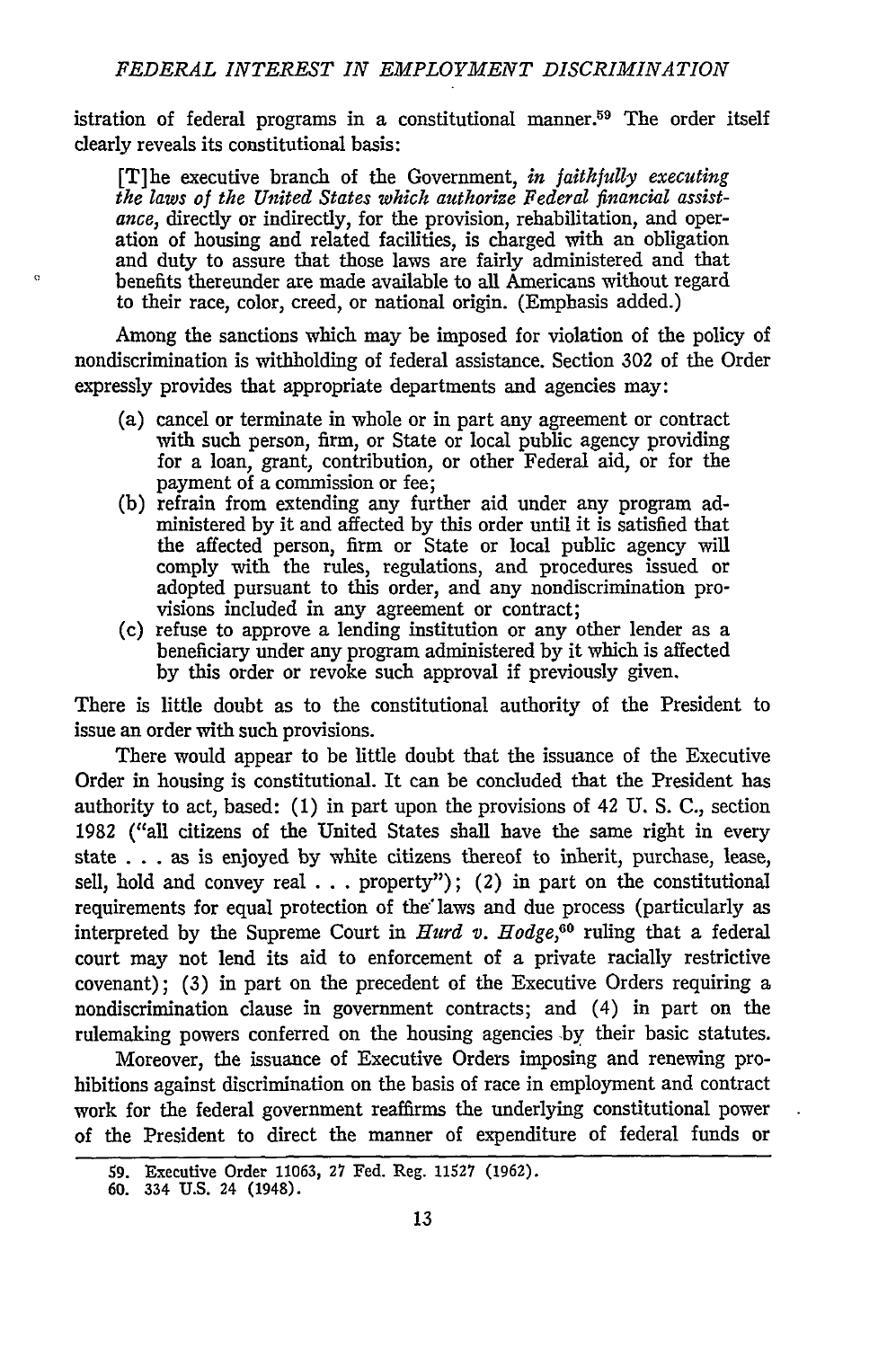istration of federal programs in a constitutional manner.[59] The order itself clearly reveals its constitutional basis:

> [T]he executive branch of the Government, *in faithfully executing the laws of the United States which authorize Federal financial assistance*, directly or indirectly, for the provision, rehabilitation, and operation of housing and related facilities, is charged with an obligation and duty to assure that those laws are fairly administered and that benefits thereunder are made available to all Americans without regard to their race, color, creed, or national origin. (Emphasis added.)

Among the sanctions which may be imposed for violation of the policy of nondiscrimination is withholding of federal assistance. Section 302 of the Order expressly provides that appropriate departments and agencies may:

> (a) cancel or terminate in whole or in part any agreement or contract with such person, firm, or State or local public agency providing for a loan, grant, contribution, or other Federal aid, or for the payment of a commission or fee;
> (b) refrain from extending any further aid under any program administered by it and affected by this order until it is satisfied that the affected person, firm or State or local public agency will comply with the rules, regulations, and procedures issued or adopted pursuant to this order, and any nondiscrimination provisions included in any agreement or contract;
> (c) refuse to approve a lending institution or any other lender as a beneficiary under any program administered by it which is affected by this order or revoke such approval if previously given.

There is little doubt as to the constitutional authority of the President to issue an order with such provisions.

There would appear to be little doubt that the issuance of the Executive Order in housing is constitutional. It can be concluded that the President has authority to act, based: (1) in part upon the provisions of 42 U. S. C., section 1982 ("all citizens of the United States shall have the same right in every state . . . as is enjoyed by white citizens thereof to inherit, purchase, lease, sell, hold and convey real . . . property"); (2) in part on the constitutional requirements for equal protection of the laws and due process (particularly as interpreted by the Supreme Court in *Hurd v. Hodge*,[60] ruling that a federal court may not lend its aid to enforcement of a private racially restrictive covenant); (3) in part on the precedent of the Executive Orders requiring a nondiscrimination clause in government contracts; and (4) in part on the rulemaking powers conferred on the housing agencies by their basic statutes.

Moreover, the issuance of Executive Orders imposing and renewing prohibitions against discrimination on the basis of race in employment and contract work for the federal government reaffirms the underlying constitutional power of the President to direct the manner of expenditure of federal funds or

---

59. Executive Order 11063, 27 Fed. Reg. 11527 (1962).
60. 334 U.S. 24 (1948).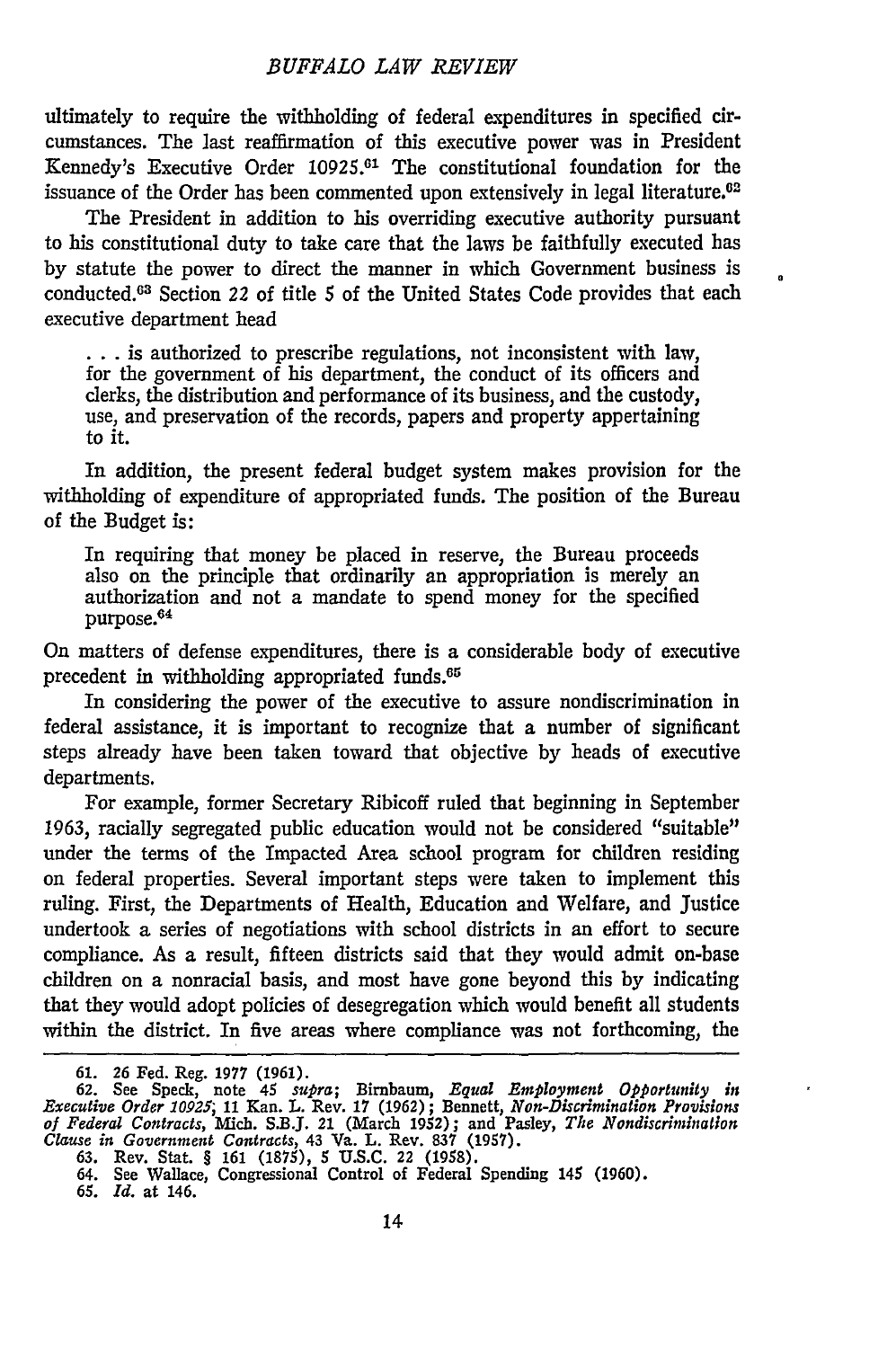ultimately to require the withholding of federal expenditures in specified circumstances. The last reaffirmation of this executive power was in President Kennedy's Executive Order 10925.[61] The constitutional foundation for the issuance of the Order has been commented upon extensively in legal literature.[62]

The President in addition to his overriding executive authority pursuant to his constitutional duty to take care that the laws be faithfully executed has by statute the power to direct the manner in which Government business is conducted.[63] Section 22 of title 5 of the United States Code provides that each executive department head

> . . . is authorized to prescribe regulations, not inconsistent with law, for the government of his department, the conduct of its officers and clerks, the distribution and performance of its business, and the custody, use, and preservation of the records, papers and property appertaining to it.

In addition, the present federal budget system makes provision for the withholding of expenditure of appropriated funds. The position of the Bureau of the Budget is:

> In requiring that money be placed in reserve, the Bureau proceeds also on the principle that ordinarily an appropriation is merely an authorization and not a mandate to spend money for the specified purpose.[64]

On matters of defense expenditures, there is a considerable body of executive precedent in withholding appropriated funds.[65]

In considering the power of the executive to assure nondiscrimination in federal assistance, it is important to recognize that a number of significant steps already have been taken toward that objective by heads of executive departments.

For example, former Secretary Ribicoff ruled that beginning in September 1963, racially segregated public education would not be considered "suitable" under the terms of the Impacted Area school program for children residing on federal properties. Several important steps were taken to implement this ruling. First, the Departments of Health, Education and Welfare, and Justice undertook a series of negotiations with school districts in an effort to secure compliance. As a result, fifteen districts said that they would admit on-base children on a nonracial basis, and most have gone beyond this by indicating that they would adopt policies of desegregation which would benefit all students within the district. In five areas where compliance was not forthcoming, the

---

61. 26 Fed. Reg. 1977 (1961).

62. See Speck, note 45 *supra*; Birnbaum, *Equal Employment Opportunity in Executive Order 10925*, 11 Kan. L. Rev. 17 (1962); Bennett, *Non-Discrimination Provisions of Federal Contracts*, Mich. S.B.J. 21 (March 1952); and Pasley, *The Nondiscrimination Clause in Government Contracts*, 43 Va. L. Rev. 837 (1957).

63. Rev. Stat. § 161 (1875), 5 U.S.C. 22 (1958).

64. See Wallace, Congressional Control of Federal Spending 145 (1960).

65. *Id.* at 146.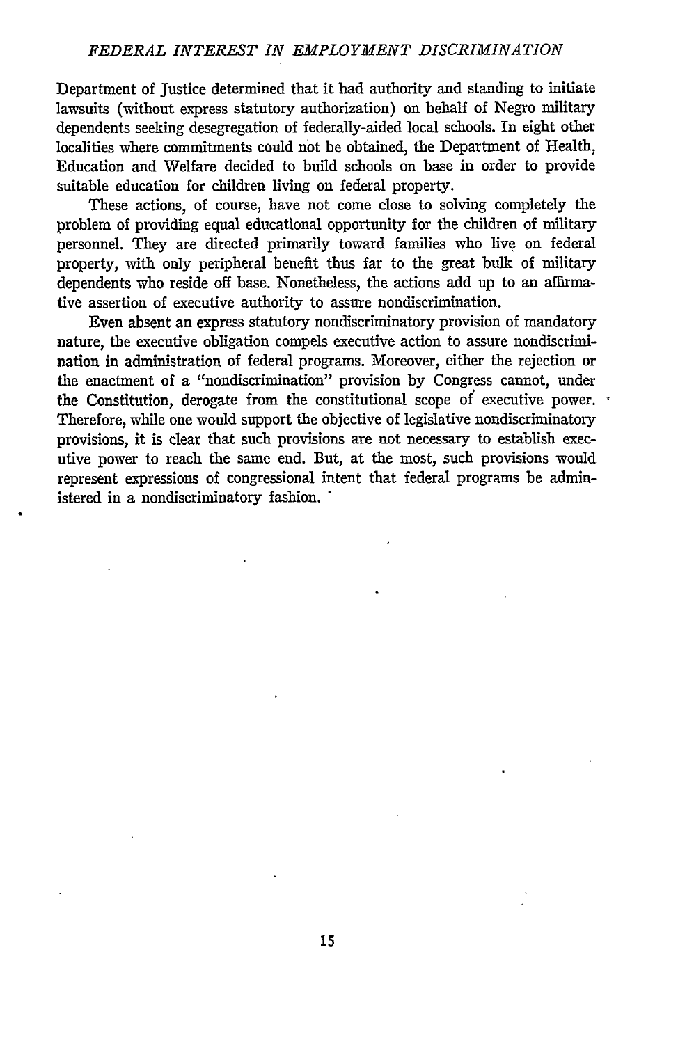Department of Justice determined that it had authority and standing to initiate lawsuits (without express statutory authorization) on behalf of Negro military dependents seeking desegregation of federally-aided local schools. In eight other localities where commitments could not be obtained, the Department of Health, Education and Welfare decided to build schools on base in order to provide suitable education for children living on federal property.

These actions, of course, have not come close to solving completely the problem of providing equal educational opportunity for the children of military personnel. They are directed primarily toward families who live on federal property, with only peripheral benefit thus far to the great bulk of military dependents who reside off base. Nonetheless, the actions add up to an affirmative assertion of executive authority to assure nondiscrimination.

Even absent an express statutory nondiscriminatory provision of mandatory nature, the executive obligation compels executive action to assure nondiscrimination in administration of federal programs. Moreover, either the rejection or the enactment of a "nondiscrimination" provision by Congress cannot, under the Constitution, derogate from the constitutional scope of executive power. Therefore, while one would support the objective of legislative nondiscriminatory provisions, it is clear that such provisions are not necessary to establish executive power to reach the same end. But, at the most, such provisions would represent expressions of congressional intent that federal programs be administered in a nondiscriminatory fashion.